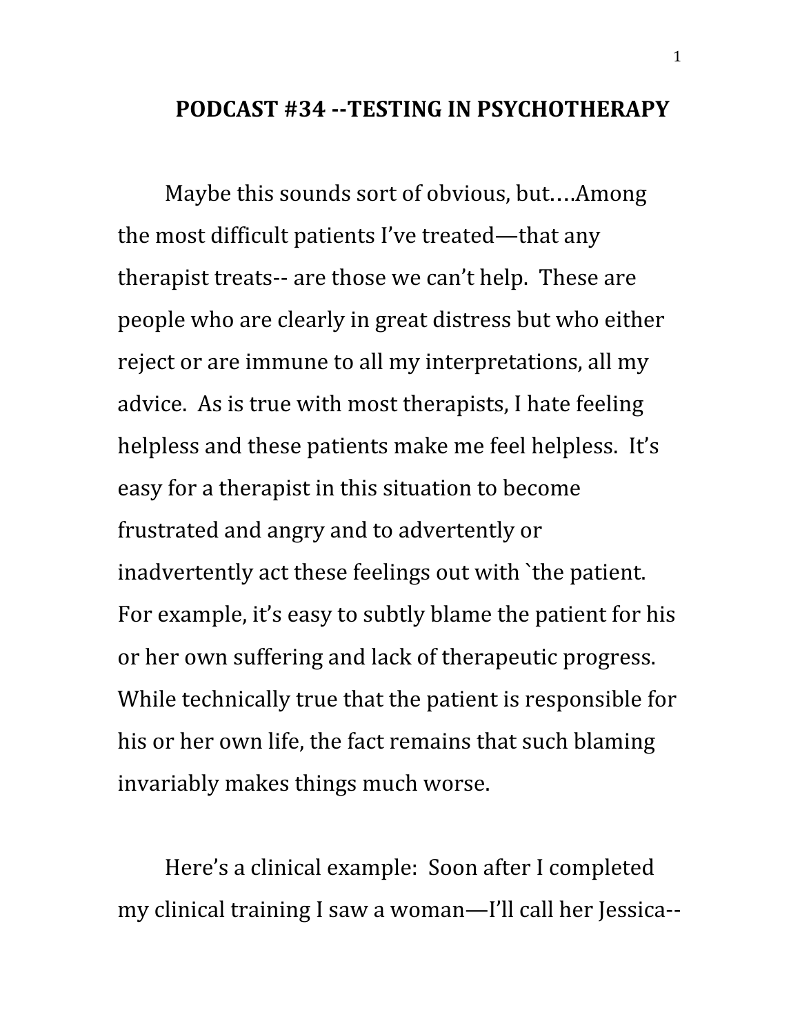# PODCAST #34 --TESTING IN PSYCHOTHERAPY

Maybe this sounds sort of obvious, but….Among the most difficult patients I've treated—that any therapist treats-- are those we can't help. These are people who are clearly in great distress but who either reject or are immune to all my interpretations, all my advice. As is true with most therapists, I hate feeling helpless and these patients make me feel helpless. It's easy for a therapist in this situation to become frustrated and angry and to advertently or inadvertently act these feelings out with `the patient. For example, it's easy to subtly blame the patient for his or her own suffering and lack of therapeutic progress. While technically true that the patient is responsible for his or her own life, the fact remains that such blaming invariably makes things much worse.

Here's a clinical example: Soon after I completed my clinical training I saw a woman—I'll call her Jessica--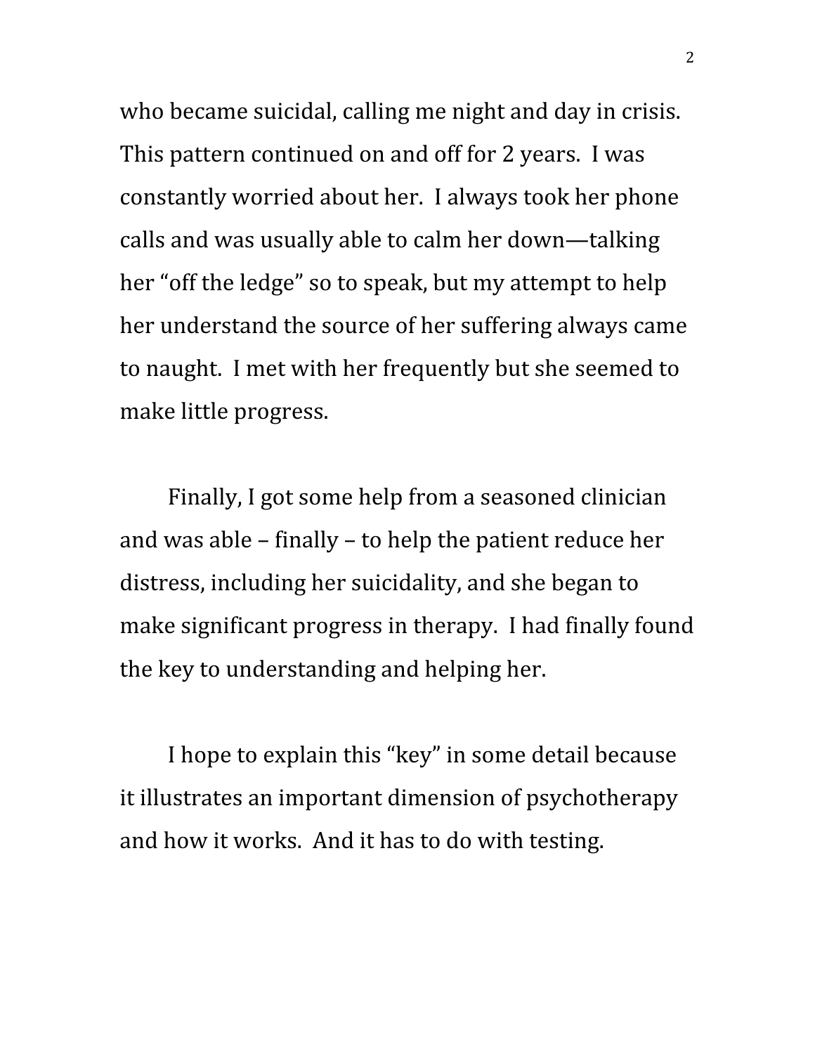who became suicidal, calling me night and day in crisis. This pattern continued on and off for 2 years. I was constantly worried about her. I always took her phone calls and was usually able to calm her down—talking her “off the ledge” so to speak, but my attempt to help her understand the source of her suffering always came to naught. I met with her frequently but she seemed to make little progress.

Finally, I got some help from a seasoned clinician and was able – finally – to help the patient reduce her distress, including her suicidality, and she began to make significant progress in therapy. I had finally found the key to understanding and helping her.

I hope to explain this “key” in some detail because it illustrates an important dimension of psychotherapy and how it works. And it has to do with testing.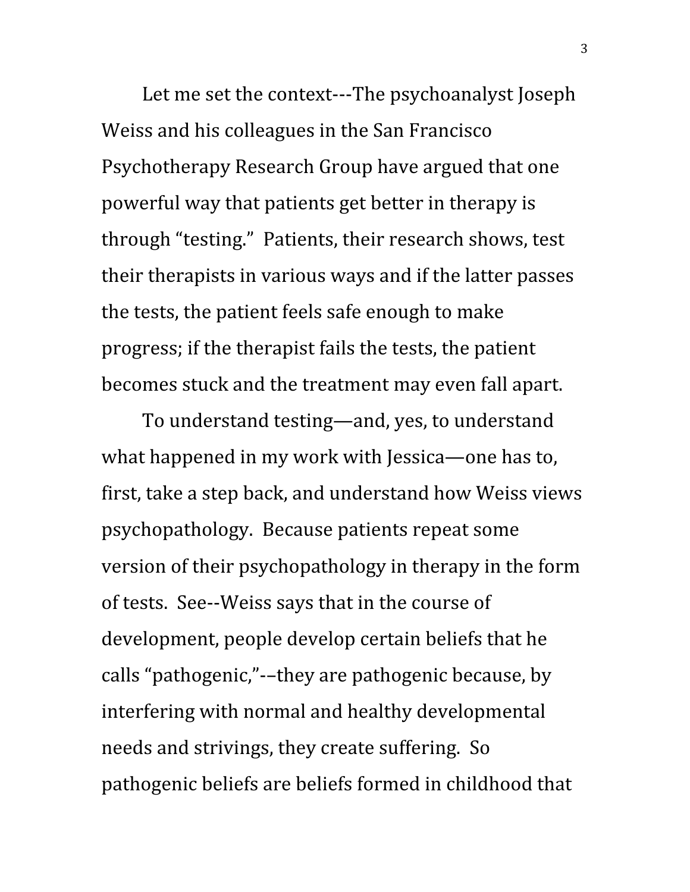Let me set the context---The psychoanalyst Joseph Weiss and his colleagues in the San Francisco Psychotherapy Research Group have argued that one powerful way that patients get better in therapy is through "testing." Patients, their research shows, test their therapists in various ways and if the latter passes the tests, the patient feels safe enough to make progress; if the therapist fails the tests, the patient becomes stuck and the treatment may even fall apart.

To understand testing—and, yes, to understand what happened in my work with Jessica—one has to, first, take a step back, and understand how Weiss views psychopathology. Because patients repeat some version of their psychopathology in therapy in the form of tests. See--Weiss says that in the course of development, people develop certain beliefs that he calls "pathogenic,"-–they are pathogenic because, by interfering with normal and healthy developmental needs and strivings, they create suffering. So pathogenic beliefs are beliefs formed in childhood that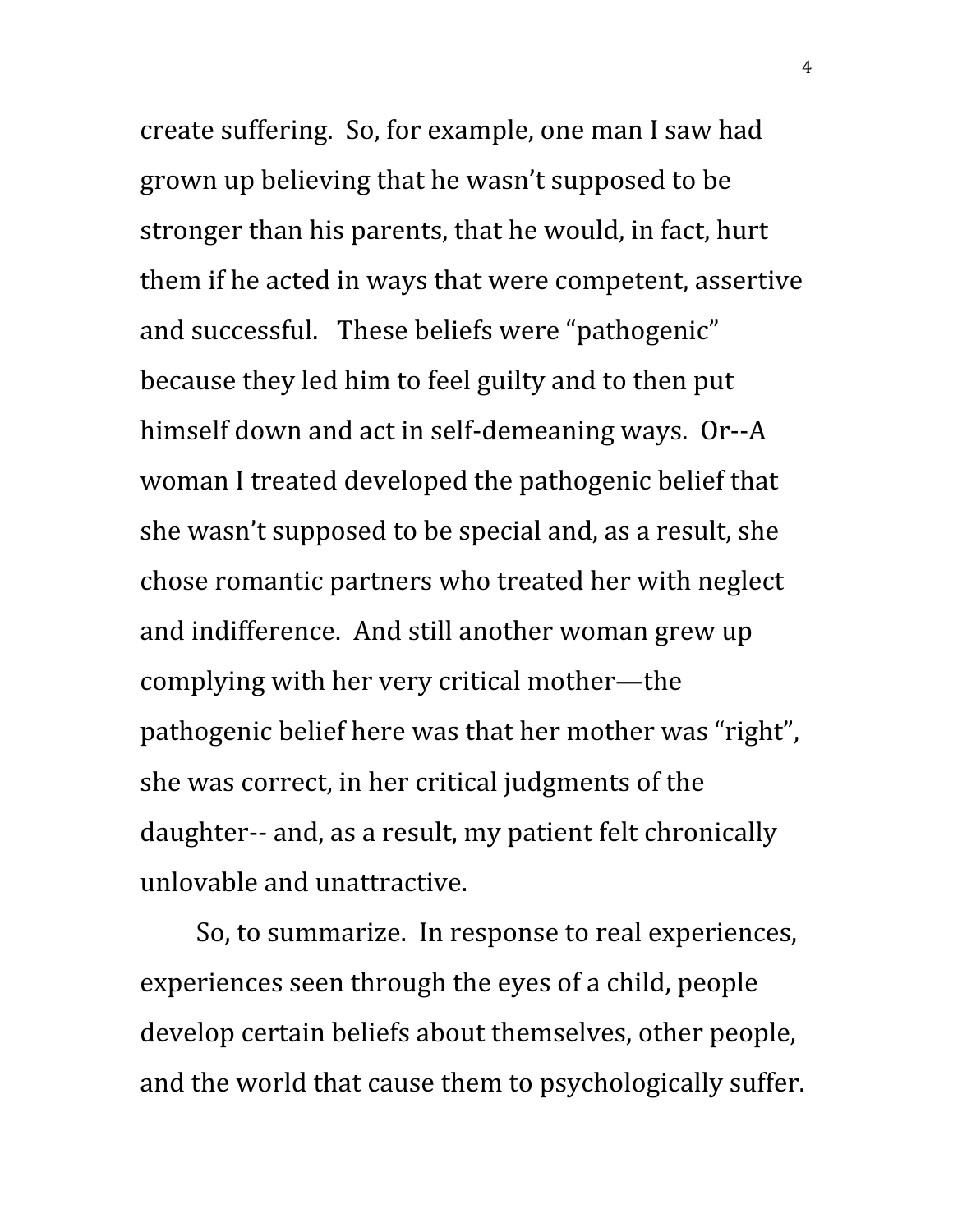create suffering. So, for example, one man I saw had grown up believing that he wasn't supposed to be stronger than his parents, that he would, in fact, hurt them if he acted in ways that were competent, assertive and successful. These beliefs were "pathogenic" because they led him to feel guilty and to then put himself down and act in self-demeaning ways. Or--A woman I treated developed the pathogenic belief that she wasn't supposed to be special and, as a result, she chose romantic partners who treated her with neglect and indifference. And still another woman grew up complying with her very critical mother—the pathogenic belief here was that her mother was "right", she was correct, in her critical judgments of the daughter-- and, as a result, my patient felt chronically unlovable and unattractive.

So, to summarize. In response to real experiences, experiences seen through the eyes of a child, people develop certain beliefs about themselves, other people, and the world that cause them to psychologically suffer.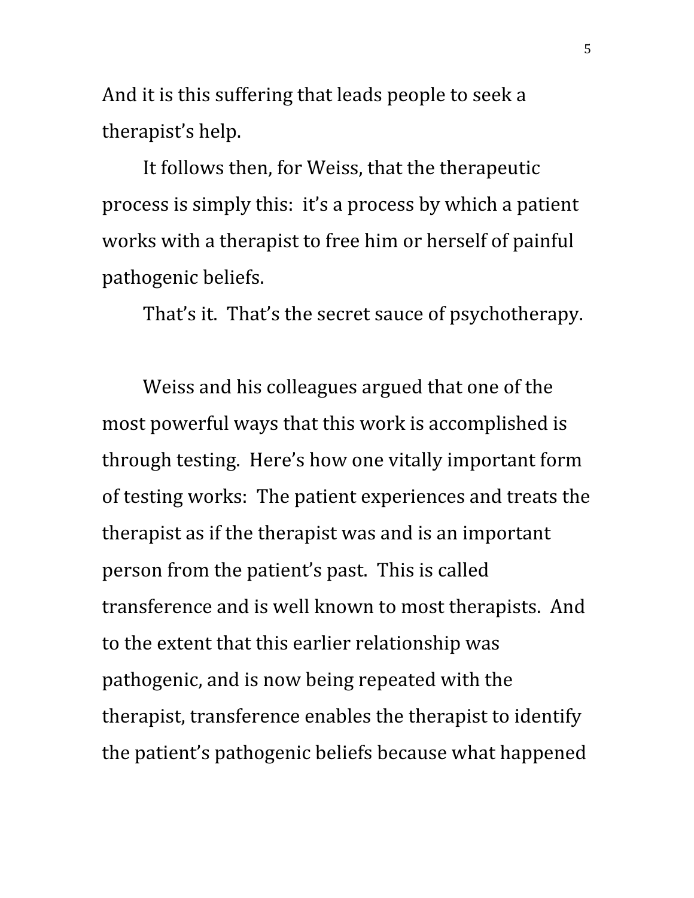And it is this suffering that leads people to seek a therapist's help.

It follows then, for Weiss, that the therapeutic process is simply this: it's a process by which a patient works with a therapist to free him or herself of painful pathogenic beliefs.

That's it. That's the secret sauce of psychotherapy.

Weiss and his colleagues argued that one of the most powerful ways that this work is accomplished is through testing. Here's how one vitally important form of testing works: The patient experiences and treats the therapist as if the therapist was and is an important person from the patient's past. This is called transference and is well known to most therapists. And to the extent that this earlier relationship was pathogenic, and is now being repeated with the therapist, transference enables the therapist to identify the patient's pathogenic beliefs because what happened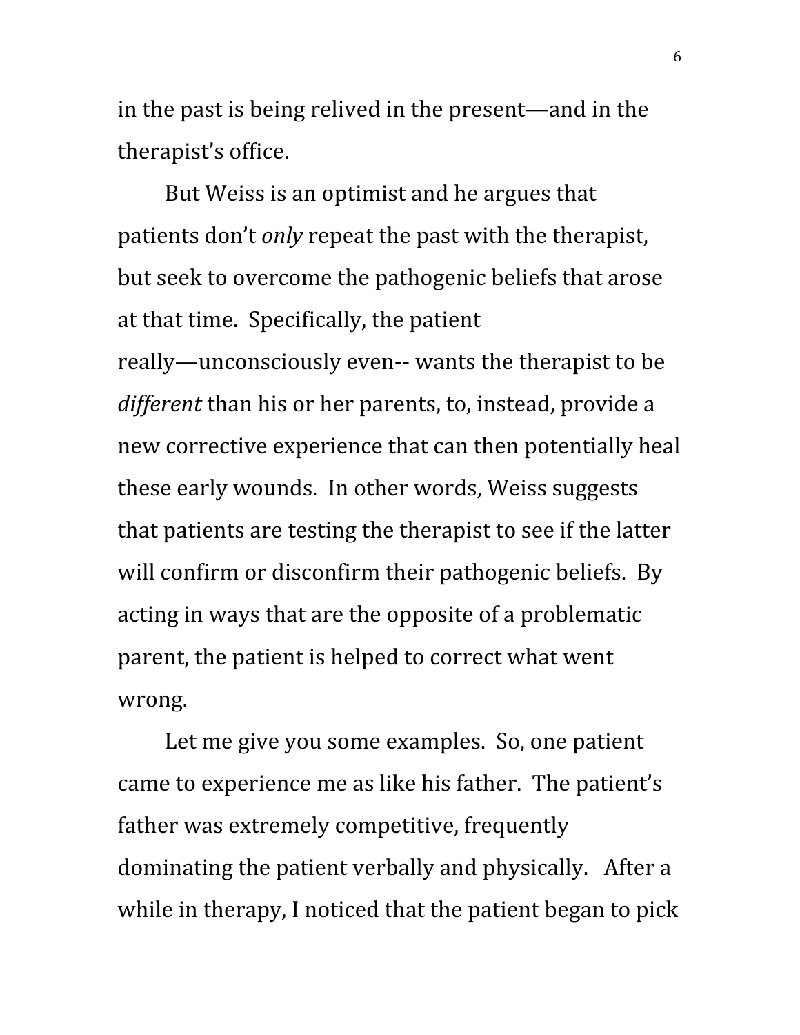in the past is being relived in the present—and in the therapist's office.

But Weiss is an optimist and he argues that patients don't *only* repeat the past with the therapist, but seek to overcome the pathogenic beliefs that arose at that time.  Specifically, the patient really—unconsciously even-- wants the therapist to be *different* than his or her parents, to, instead, provide a new corrective experience that can then potentially heal these early wounds.  In other words, Weiss suggests that patients are testing the therapist to see if the latter will confirm or disconfirm their pathogenic beliefs.  By acting in ways that are the opposite of a problematic parent, the patient is helped to correct what went wrong.

Let me give you some examples.  So, one patient came to experience me as like his father.  The patient's father was extremely competitive, frequently dominating the patient verbally and physically.   After a while in therapy, I noticed that the patient began to pick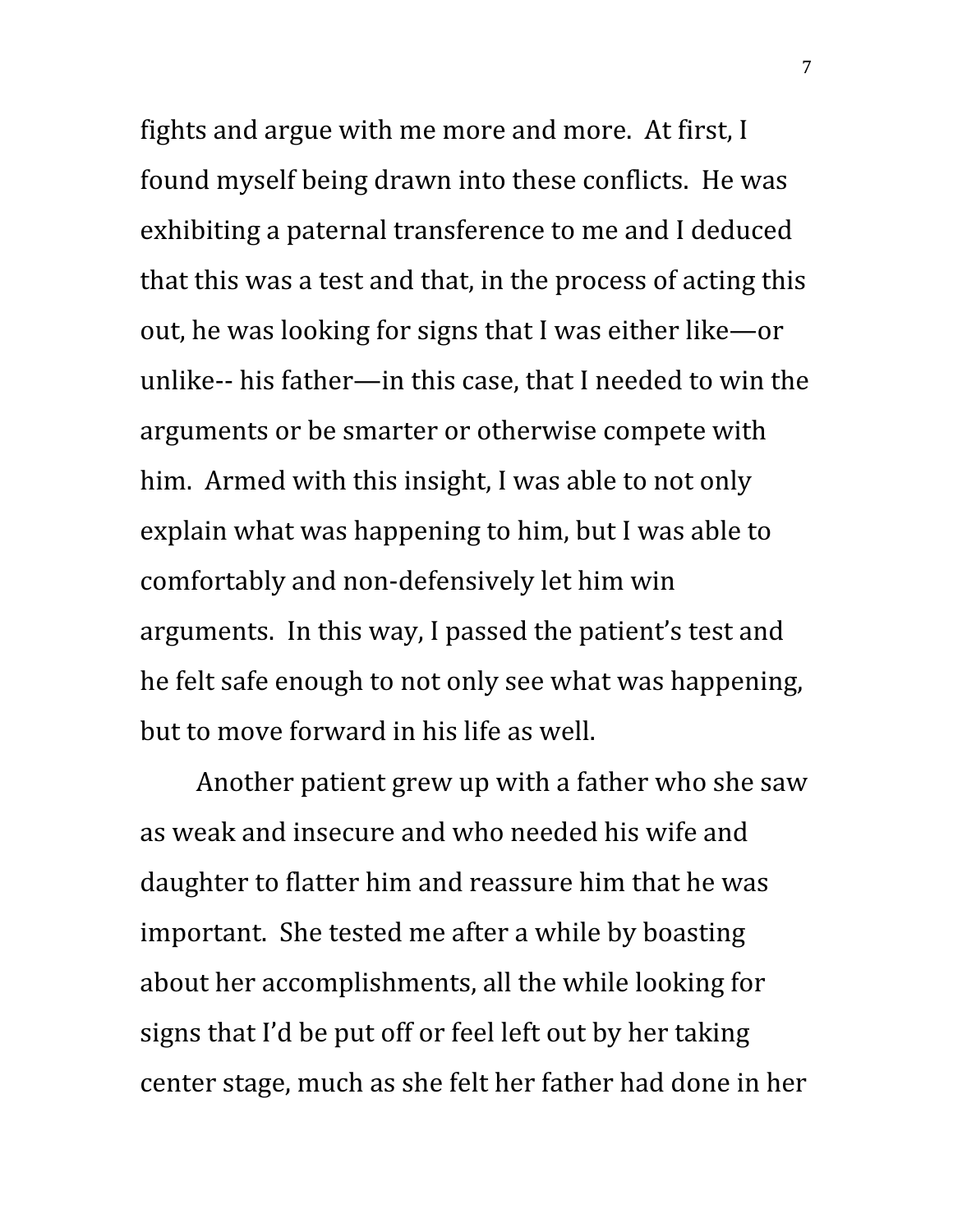fights and argue with me more and more. At first, I found myself being drawn into these conflicts. He was exhibiting a paternal transference to me and I deduced that this was a test and that, in the process of acting this out, he was looking for signs that I was either like—or unlike-- his father—in this case, that I needed to win the arguments or be smarter or otherwise compete with him. Armed with this insight, I was able to not only explain what was happening to him, but I was able to comfortably and non-defensively let him win arguments. In this way, I passed the patient's test and he felt safe enough to not only see what was happening, but to move forward in his life as well.

Another patient grew up with a father who she saw as weak and insecure and who needed his wife and daughter to flatter him and reassure him that he was important. She tested me after a while by boasting about her accomplishments, all the while looking for signs that I'd be put off or feel left out by her taking center stage, much as she felt her father had done in her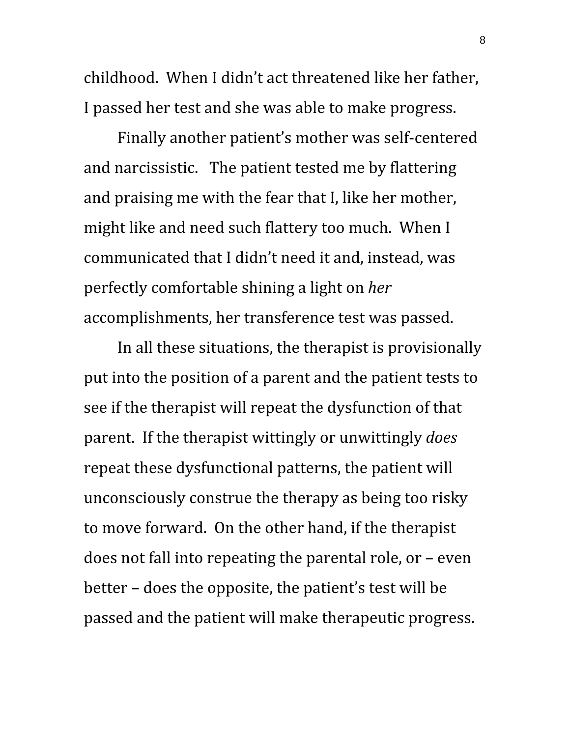childhood. When I didn't act threatened like her father, I passed her test and she was able to make progress.

Finally another patient's mother was self-centered and narcissistic. The patient tested me by flattering and praising me with the fear that I, like her mother, might like and need such flattery too much. When I communicated that I didn't need it and, instead, was perfectly comfortable shining a light on *her* accomplishments, her transference test was passed.

In all these situations, the therapist is provisionally put into the position of a parent and the patient tests to see if the therapist will repeat the dysfunction of that parent. If the therapist wittingly or unwittingly *does* repeat these dysfunctional patterns, the patient will unconsciously construe the therapy as being too risky to move forward. On the other hand, if the therapist does not fall into repeating the parental role, or – even better – does the opposite, the patient's test will be passed and the patient will make therapeutic progress.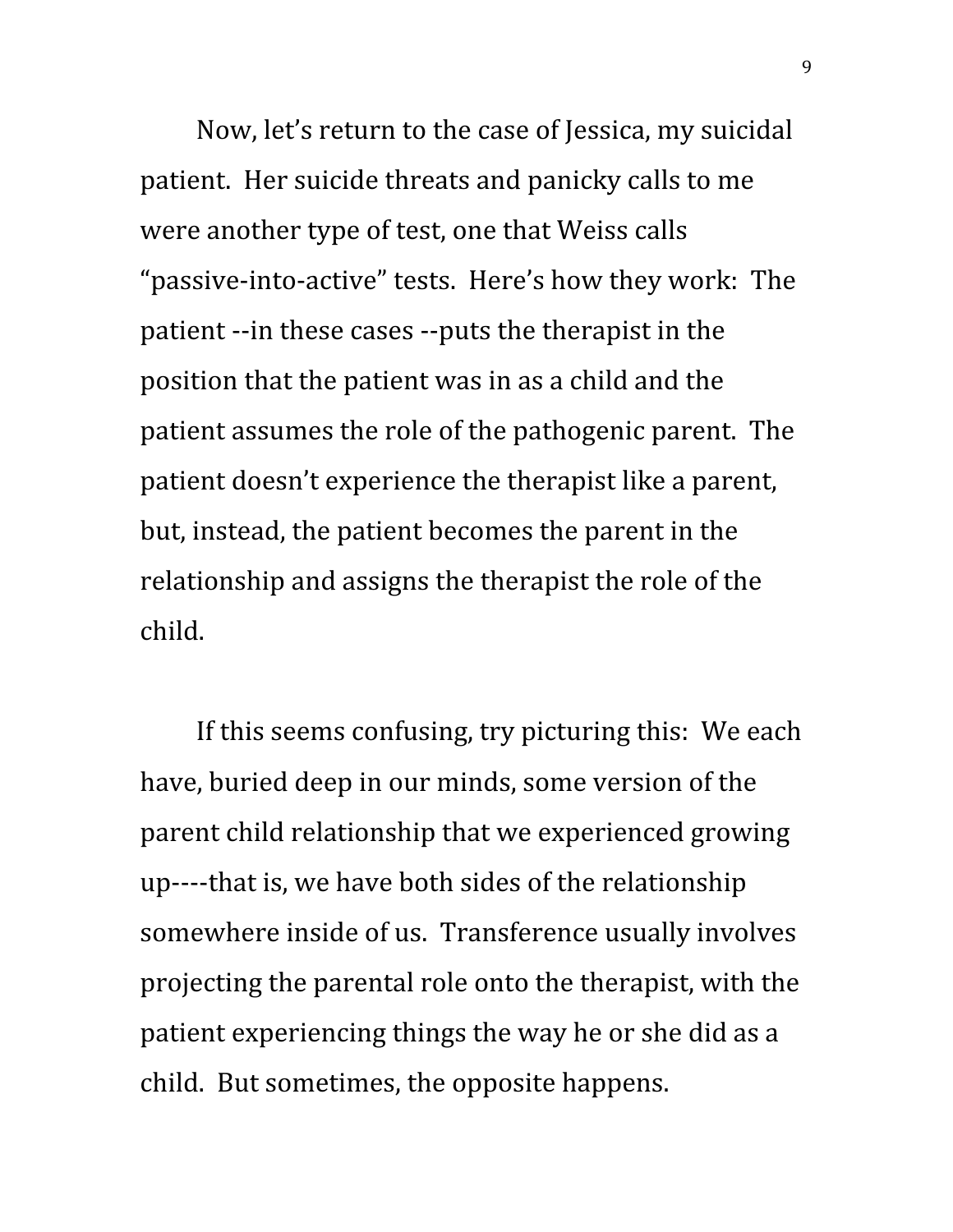Now, let's return to the case of Jessica, my suicidal patient. Her suicide threats and panicky calls to me were another type of test, one that Weiss calls "passive-into-active" tests. Here's how they work: The patient --in these cases --puts the therapist in the position that the patient was in as a child and the patient assumes the role of the pathogenic parent. The patient doesn't experience the therapist like a parent, but, instead, the patient becomes the parent in the relationship and assigns the therapist the role of the child.

If this seems confusing, try picturing this: We each have, buried deep in our minds, some version of the parent child relationship that we experienced growing up----that is, we have both sides of the relationship somewhere inside of us. Transference usually involves projecting the parental role onto the therapist, with the patient experiencing things the way he or she did as a child. But sometimes, the opposite happens.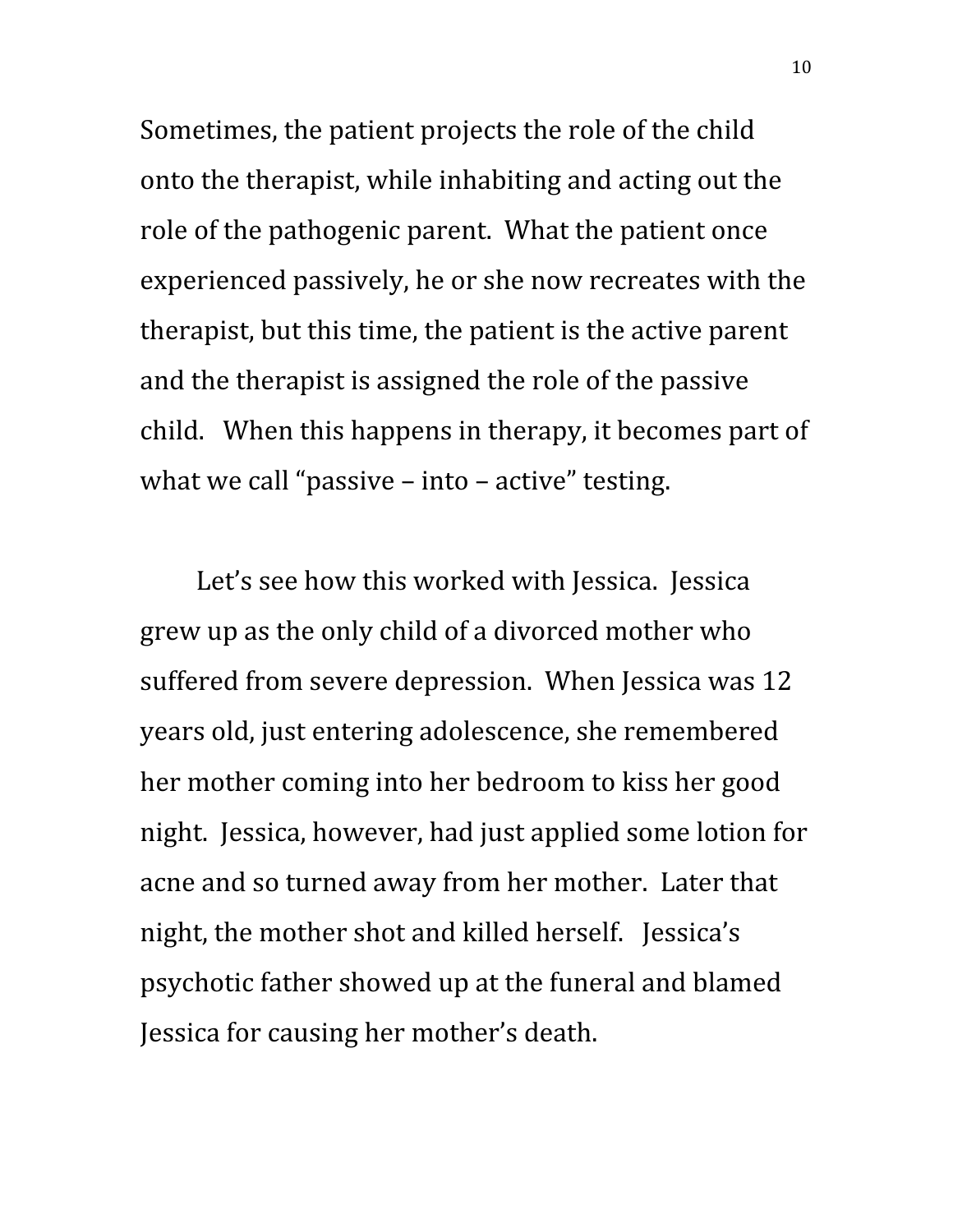Sometimes, the patient projects the role of the child onto the therapist, while inhabiting and acting out the role of the pathogenic parent. What the patient once experienced passively, he or she now recreates with the therapist, but this time, the patient is the active parent and the therapist is assigned the role of the passive child. When this happens in therapy, it becomes part of what we call "passive – into – active" testing.

Let's see how this worked with Jessica. Jessica grew up as the only child of a divorced mother who suffered from severe depression. When Jessica was 12 years old, just entering adolescence, she remembered her mother coming into her bedroom to kiss her good night. Jessica, however, had just applied some lotion for acne and so turned away from her mother. Later that night, the mother shot and killed herself. Jessica's psychotic father showed up at the funeral and blamed Jessica for causing her mother's death.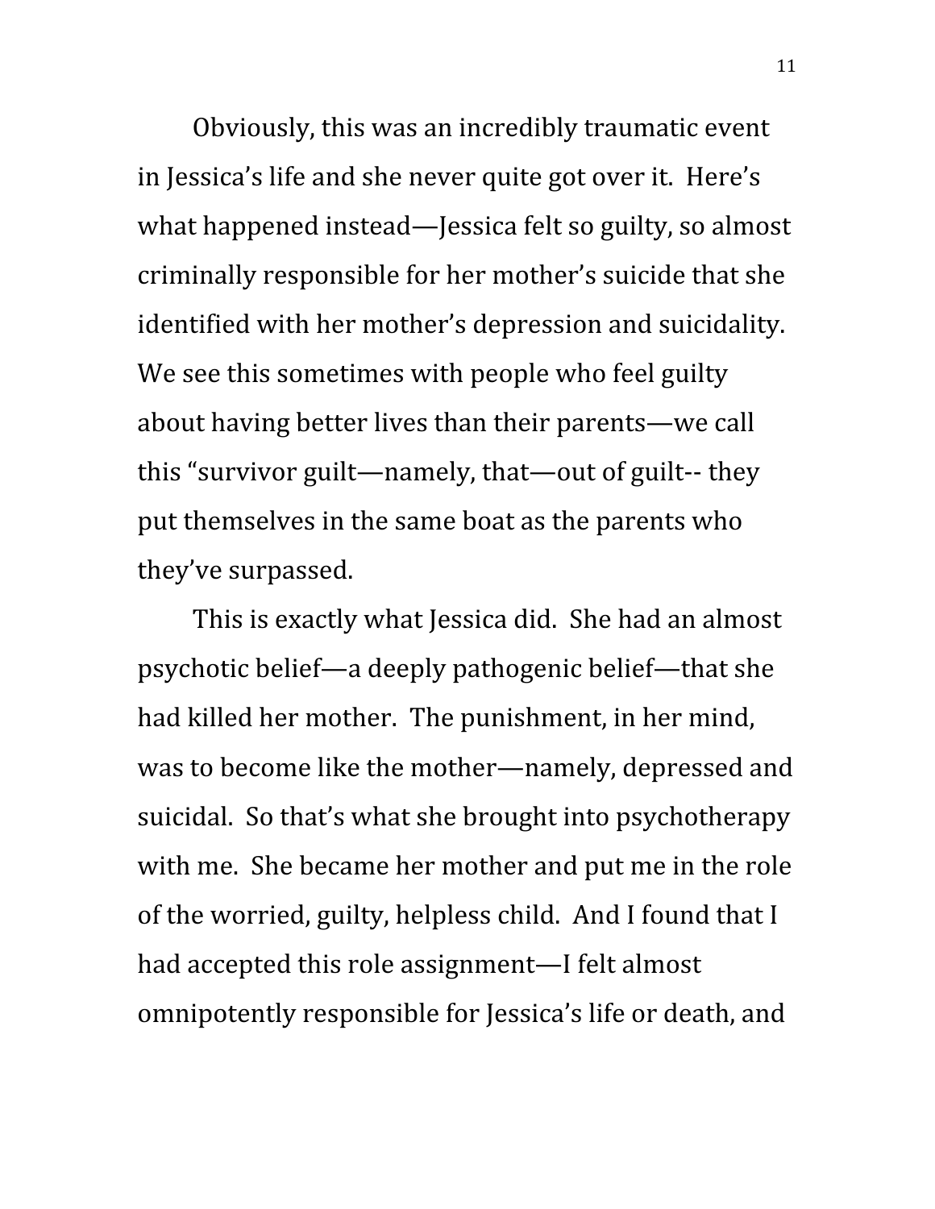Obviously, this was an incredibly traumatic event in Jessica's life and she never quite got over it. Here's what happened instead—Jessica felt so guilty, so almost criminally responsible for her mother's suicide that she identified with her mother's depression and suicidality. We see this sometimes with people who feel guilty about having better lives than their parents—we call this "survivor guilt—namely, that—out of guilt-- they put themselves in the same boat as the parents who they've surpassed.

This is exactly what Jessica did. She had an almost psychotic belief—a deeply pathogenic belief—that she had killed her mother. The punishment, in her mind, was to become like the mother—namely, depressed and suicidal. So that's what she brought into psychotherapy with me. She became her mother and put me in the role of the worried, guilty, helpless child. And I found that I had accepted this role assignment—I felt almost omnipotently responsible for Jessica's life or death, and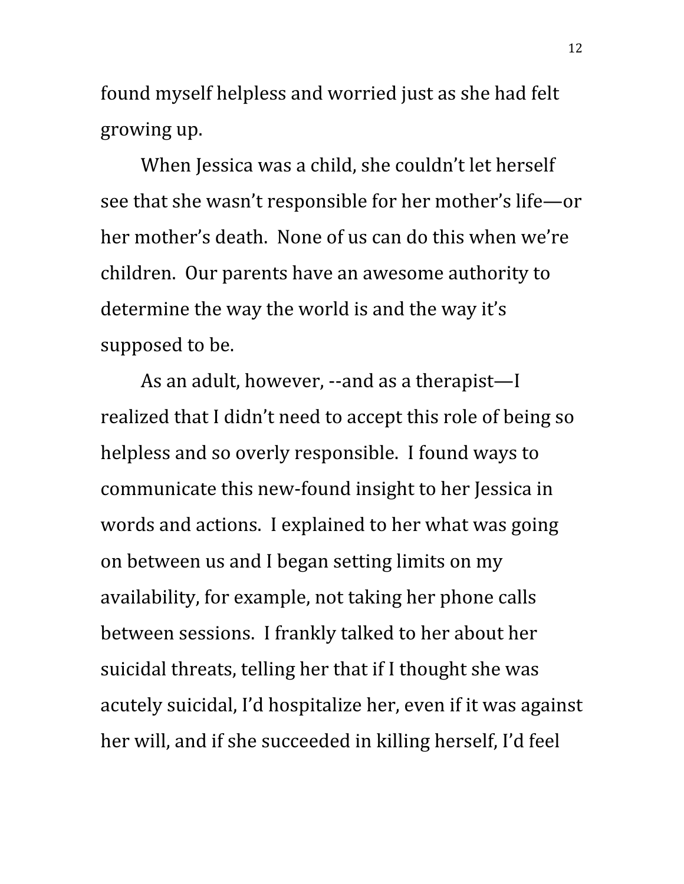found myself helpless and worried just as she had felt growing up.

When Jessica was a child, she couldn't let herself see that she wasn't responsible for her mother's life—or her mother's death. None of us can do this when we're children. Our parents have an awesome authority to determine the way the world is and the way it's supposed to be.

As an adult, however, --and as a therapist—I realized that I didn't need to accept this role of being so helpless and so overly responsible. I found ways to communicate this new-found insight to her Jessica in words and actions. I explained to her what was going on between us and I began setting limits on my availability, for example, not taking her phone calls between sessions. I frankly talked to her about her suicidal threats, telling her that if I thought she was acutely suicidal, I'd hospitalize her, even if it was against her will, and if she succeeded in killing herself, I'd feel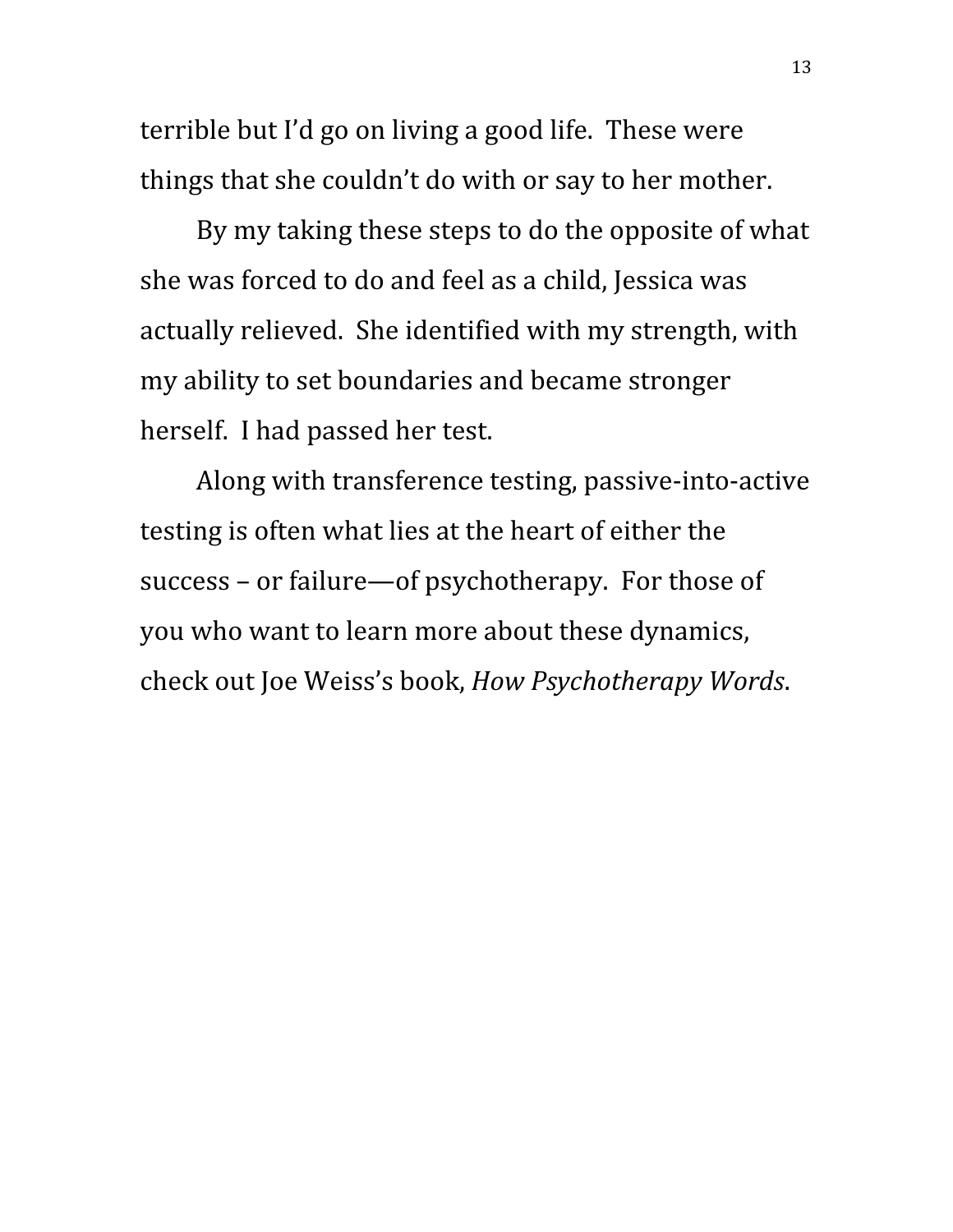terrible but I'd go on living a good life. These were things that she couldn't do with or say to her mother.

By my taking these steps to do the opposite of what she was forced to do and feel as a child, Jessica was actually relieved. She identified with my strength, with my ability to set boundaries and became stronger herself. I had passed her test.

Along with transference testing, passive-into-active testing is often what lies at the heart of either the success – or failure—of psychotherapy. For those of you who want to learn more about these dynamics, check out Joe Weiss's book, *How Psychotherapy Words*.